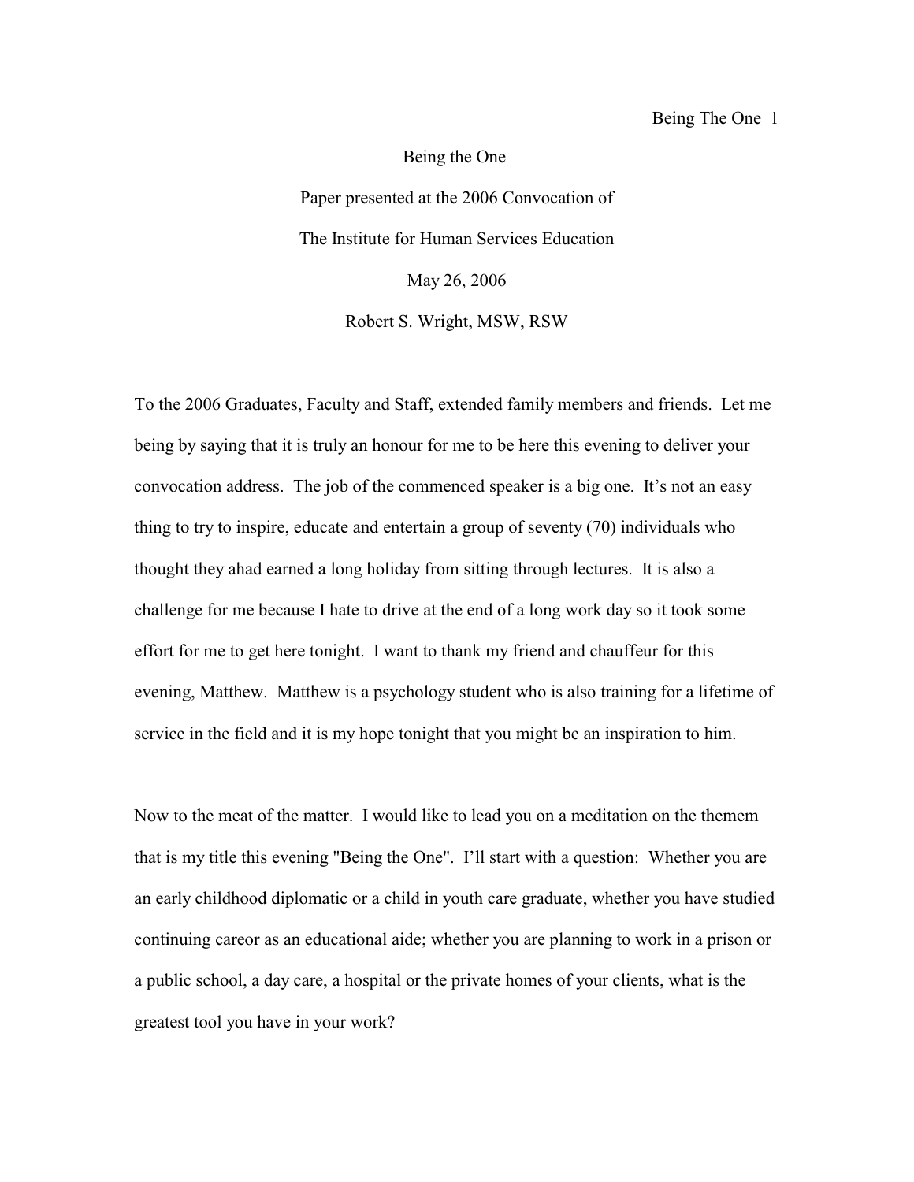# Being the One

Paper presented at the 2006 Convocation of

The Institute for Human Services Education

May 26, 2006

Robert S. Wright, MSW, RSW

To the 2006 Graduates, Faculty and Staff, extended family members and friends. Let me being by saying that it is truly an honour for me to be here this evening to deliver your convocation address. The job of the commenced speaker is a big one. It's not an easy thing to try to inspire, educate and entertain a group of seventy (70) individuals who thought they ahad earned a long holiday from sitting through lectures. It is also a challenge for me because I hate to drive at the end of a long work day so it took some effort for me to get here tonight. I want to thank my friend and chauffeur for this evening, Matthew. Matthew is a psychology student who is also training for a lifetime of service in the field and it is my hope tonight that you might be an inspiration to him.

Now to the meat of the matter. I would like to lead you on a meditation on the themem that is my title this evening "Being the One". I'll start with a question: Whether you are an early childhood diplomatic or a child in youth care graduate, whether you have studied continuing careor as an educational aide; whether you are planning to work in a prison or a public school, a day care, a hospital or the private homes of your clients, what is the greatest tool you have in your work?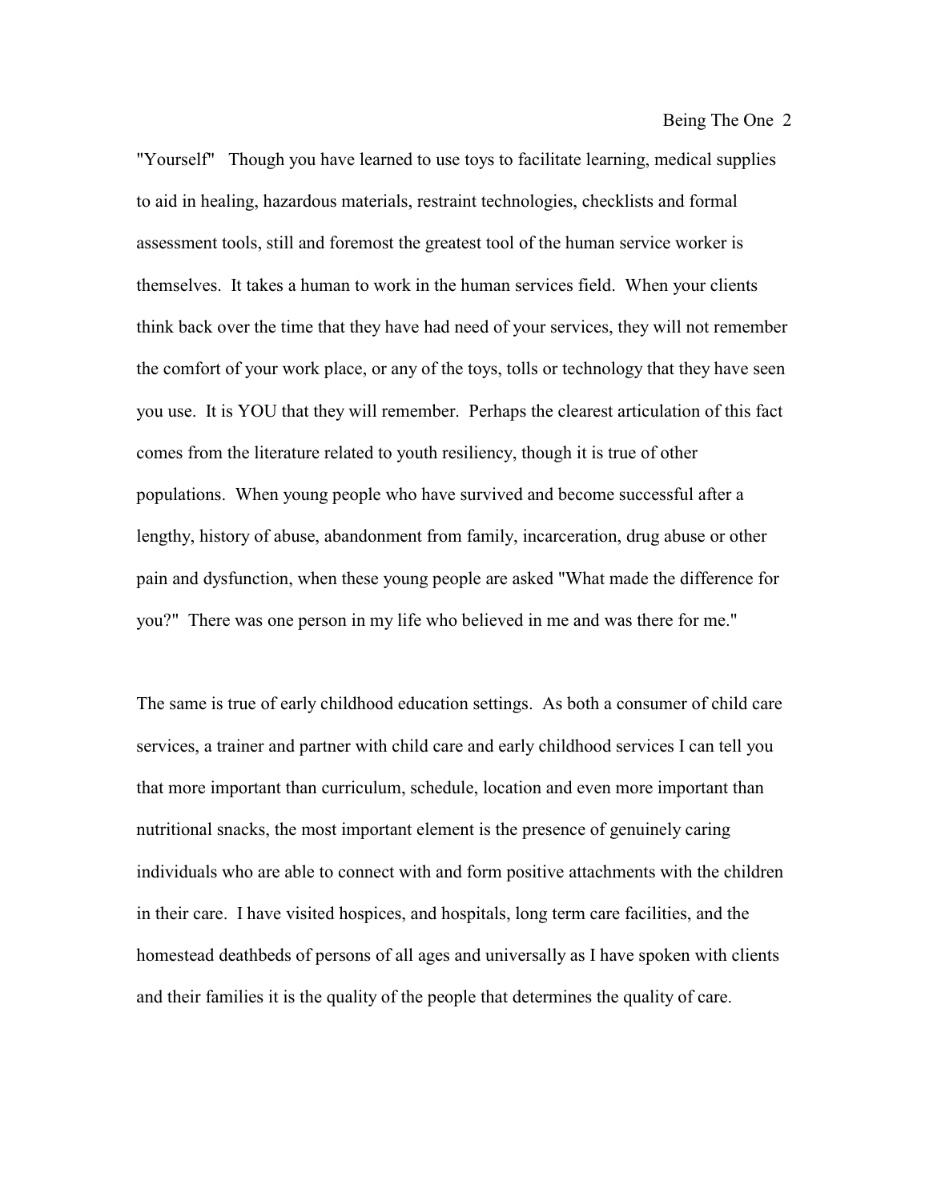"Yourself"   Though you have learned to use toys to facilitate learning, medical supplies to aid in healing, hazardous materials, restraint technologies, checklists and formal assessment tools, still and foremost the greatest tool of the human service worker is themselves.  It takes a human to work in the human services field.  When your clients think back over the time that they have had need of your services, they will not remember the comfort of your work place, or any of the toys, tolls or technology that they have seen you use.  It is YOU that they will remember.  Perhaps the clearest articulation of this fact comes from the literature related to youth resiliency, though it is true of other populations.  When young people who have survived and become successful after a lengthy, history of abuse, abandonment from family, incarceration, drug abuse or other pain and dysfunction, when these young people are asked "What made the difference for you?"  There was one person in my life who believed in me and was there for me."

The same is true of early childhood education settings.  As both a consumer of child care services, a trainer and partner with child care and early childhood services I can tell you that more important than curriculum, schedule, location and even more important than nutritional snacks, the most important element is the presence of genuinely caring individuals who are able to connect with and form positive attachments with the children in their care.  I have visited hospices, and hospitals, long term care facilities, and the homestead deathbeds of persons of all ages and universally as I have spoken with clients and their families it is the quality of the people that determines the quality of care.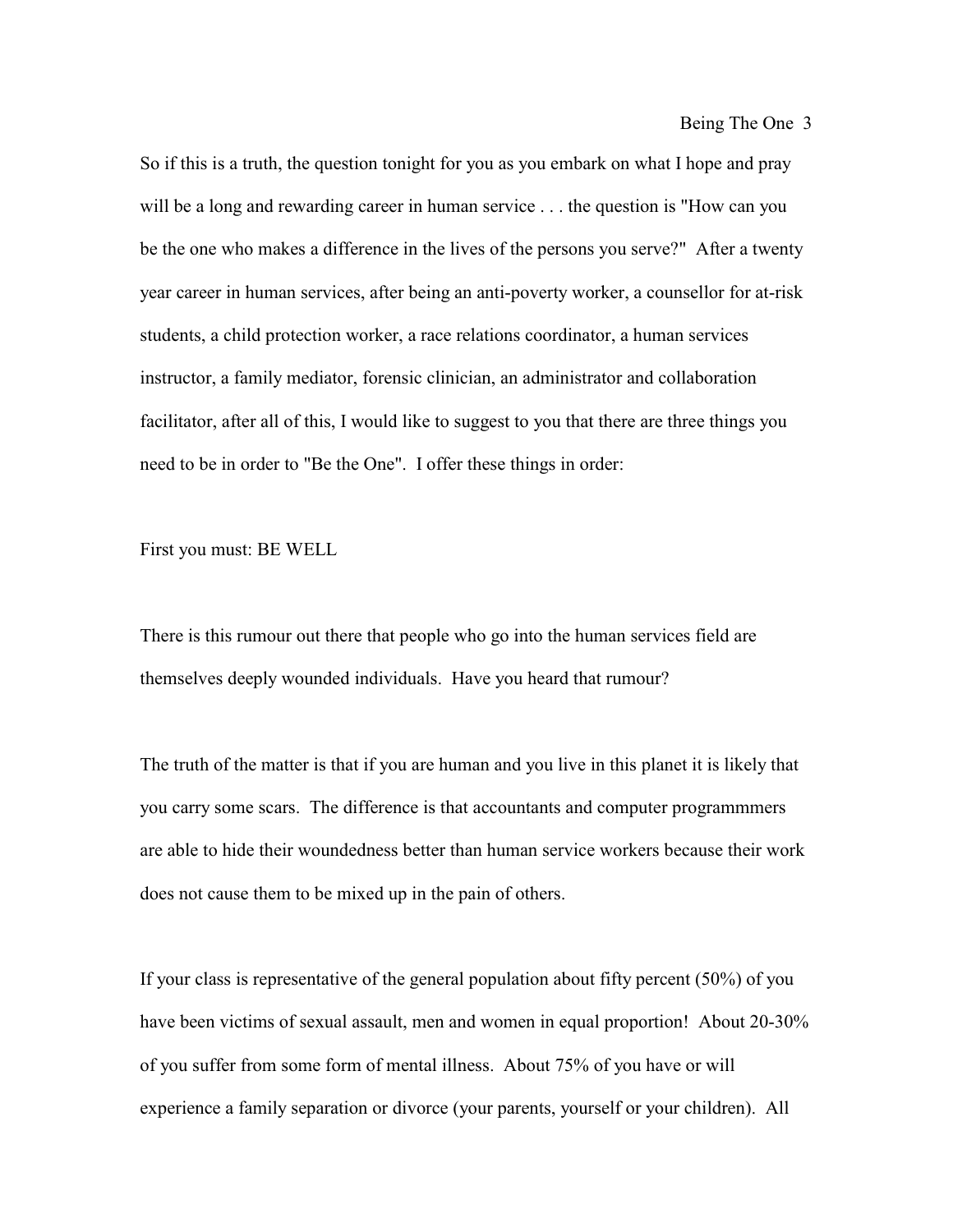So if this is a truth, the question tonight for you as you embark on what I hope and pray will be a long and rewarding career in human service . . . the question is "How can you be the one who makes a difference in the lives of the persons you serve?" After a twenty year career in human services, after being an anti-poverty worker, a counsellor for at-risk students, a child protection worker, a race relations coordinator, a human services instructor, a family mediator, forensic clinician, an administrator and collaboration facilitator, after all of this, I would like to suggest to you that there are three things you need to be in order to "Be the One". I offer these things in order:

First you must: BE WELL

There is this rumour out there that people who go into the human services field are themselves deeply wounded individuals. Have you heard that rumour?

The truth of the matter is that if you are human and you live in this planet it is likely that you carry some scars. The difference is that accountants and computer programmmers are able to hide their woundedness better than human service workers because their work does not cause them to be mixed up in the pain of others.

If your class is representative of the general population about fifty percent (50%) of you have been victims of sexual assault, men and women in equal proportion! About 20-30% of you suffer from some form of mental illness. About 75% of you have or will experience a family separation or divorce (your parents, yourself or your children). All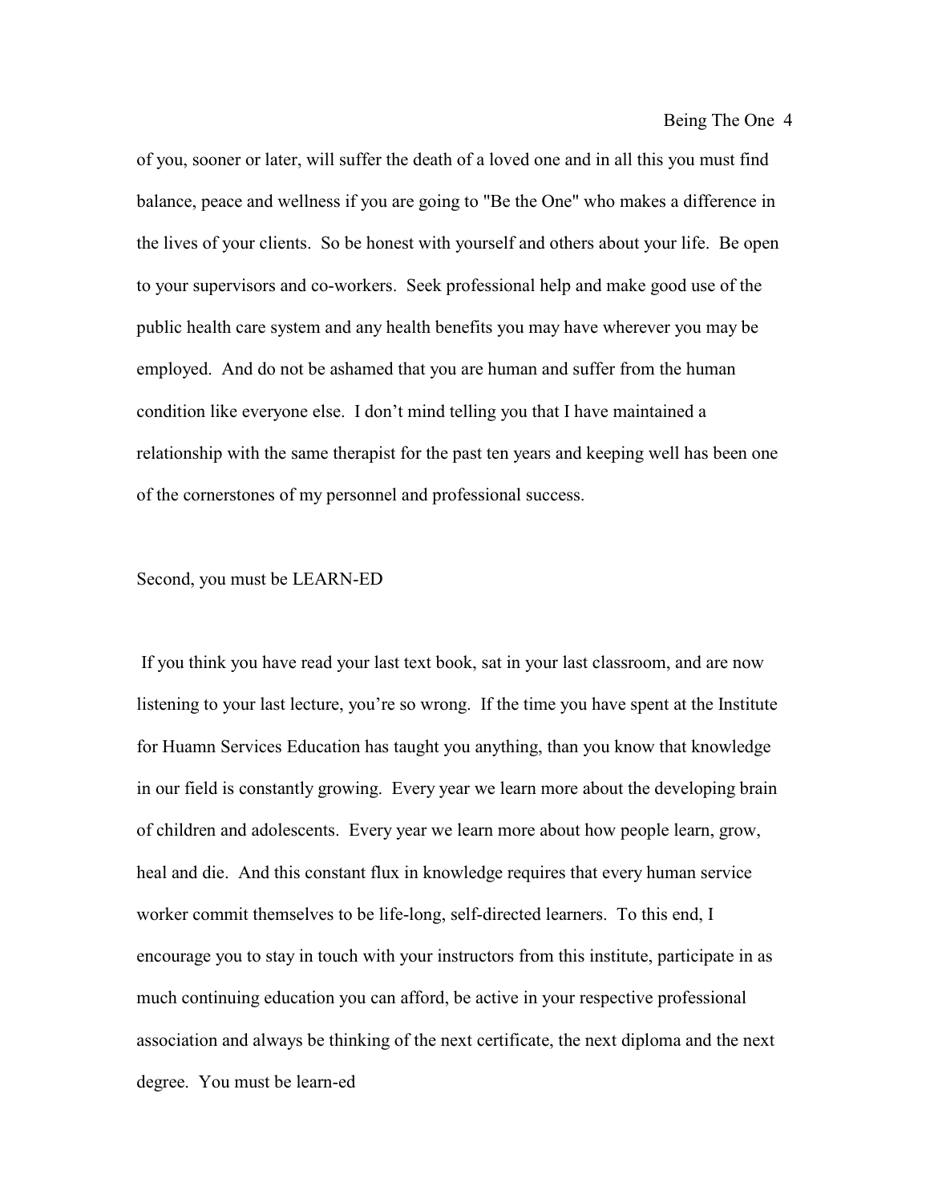of you, sooner or later, will suffer the death of a loved one and in all this you must find balance, peace and wellness if you are going to "Be the One" who makes a difference in the lives of your clients. So be honest with yourself and others about your life. Be open to your supervisors and co-workers. Seek professional help and make good use of the public health care system and any health benefits you may have wherever you may be employed. And do not be ashamed that you are human and suffer from the human condition like everyone else. I don't mind telling you that I have maintained a relationship with the same therapist for the past ten years and keeping well has been one of the cornerstones of my personnel and professional success.

Second, you must be LEARN-ED

If you think you have read your last text book, sat in your last classroom, and are now listening to your last lecture, you're so wrong. If the time you have spent at the Institute for Huamn Services Education has taught you anything, than you know that knowledge in our field is constantly growing. Every year we learn more about the developing brain of children and adolescents. Every year we learn more about how people learn, grow, heal and die. And this constant flux in knowledge requires that every human service worker commit themselves to be life-long, self-directed learners. To this end, I encourage you to stay in touch with your instructors from this institute, participate in as much continuing education you can afford, be active in your respective professional association and always be thinking of the next certificate, the next diploma and the next degree. You must be learn-ed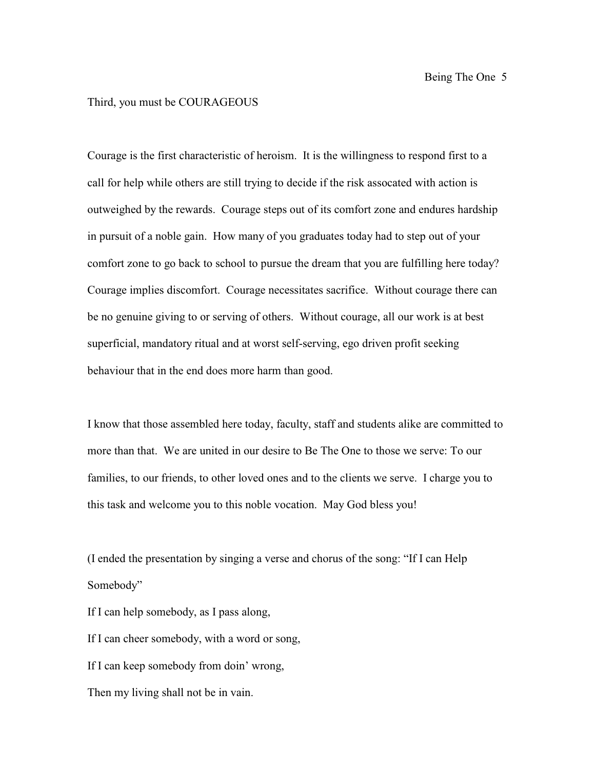Third, you must be COURAGEOUS

Courage is the first characteristic of heroism. It is the willingness to respond first to a call for help while others are still trying to decide if the risk assocated with action is outweighed by the rewards. Courage steps out of its comfort zone and endures hardship in pursuit of a noble gain. How many of you graduates today had to step out of your comfort zone to go back to school to pursue the dream that you are fulfilling here today? Courage implies discomfort. Courage necessitates sacrifice. Without courage there can be no genuine giving to or serving of others. Without courage, all our work is at best superficial, mandatory ritual and at worst self-serving, ego driven profit seeking behaviour that in the end does more harm than good.

I know that those assembled here today, faculty, staff and students alike are committed to more than that. We are united in our desire to Be The One to those we serve: To our families, to our friends, to other loved ones and to the clients we serve. I charge you to this task and welcome you to this noble vocation. May God bless you!

(I ended the presentation by singing a verse and chorus of the song: "If I can Help Somebody"

If I can help somebody, as I pass along,

If I can cheer somebody, with a word or song,

If I can keep somebody from doin' wrong,

Then my living shall not be in vain.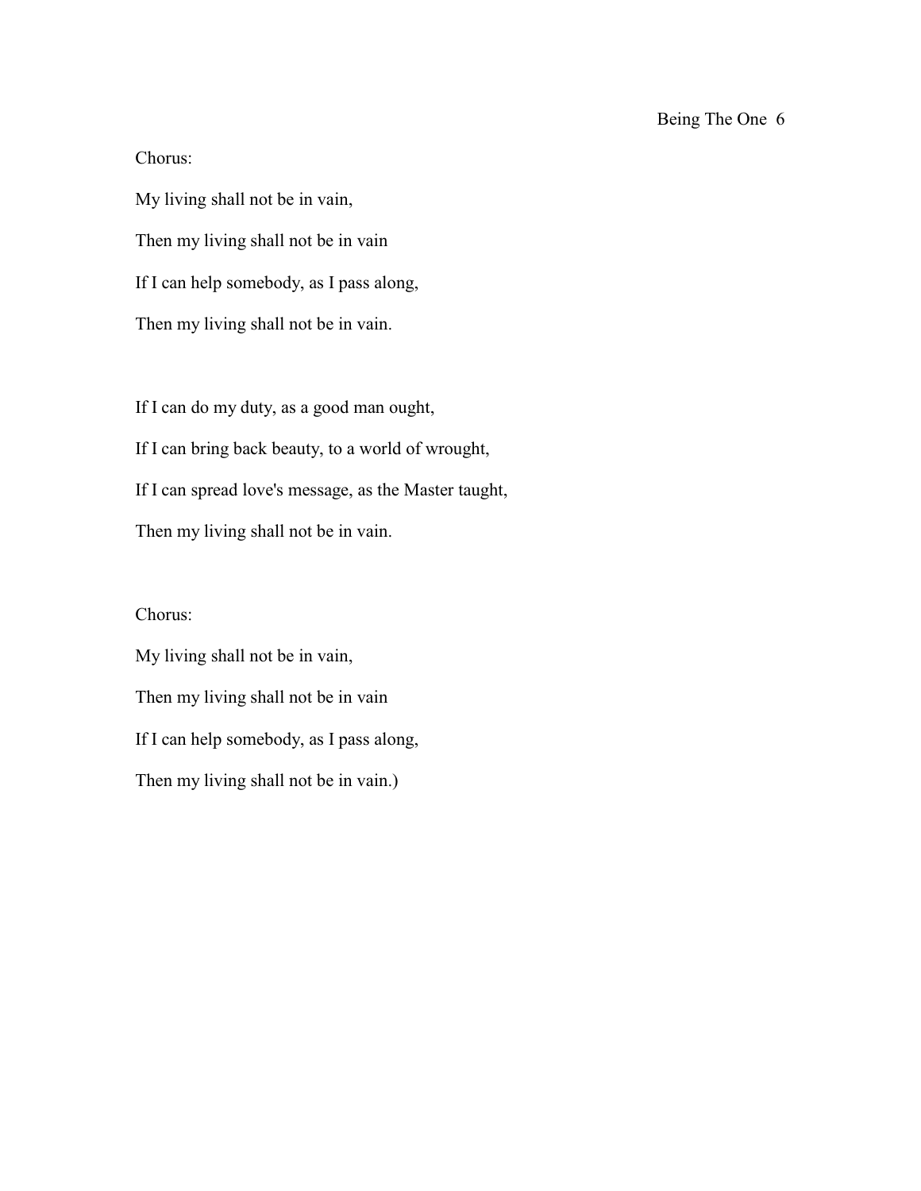Chorus:

My living shall not be in vain,

Then my living shall not be in vain

If I can help somebody, as I pass along,

Then my living shall not be in vain.

If I can do my duty, as a good man ought,

If I can bring back beauty, to a world of wrought,

If I can spread love's message, as the Master taught,

Then my living shall not be in vain.

Chorus:

My living shall not be in vain,

Then my living shall not be in vain

If I can help somebody, as I pass along,

Then my living shall not be in vain.)